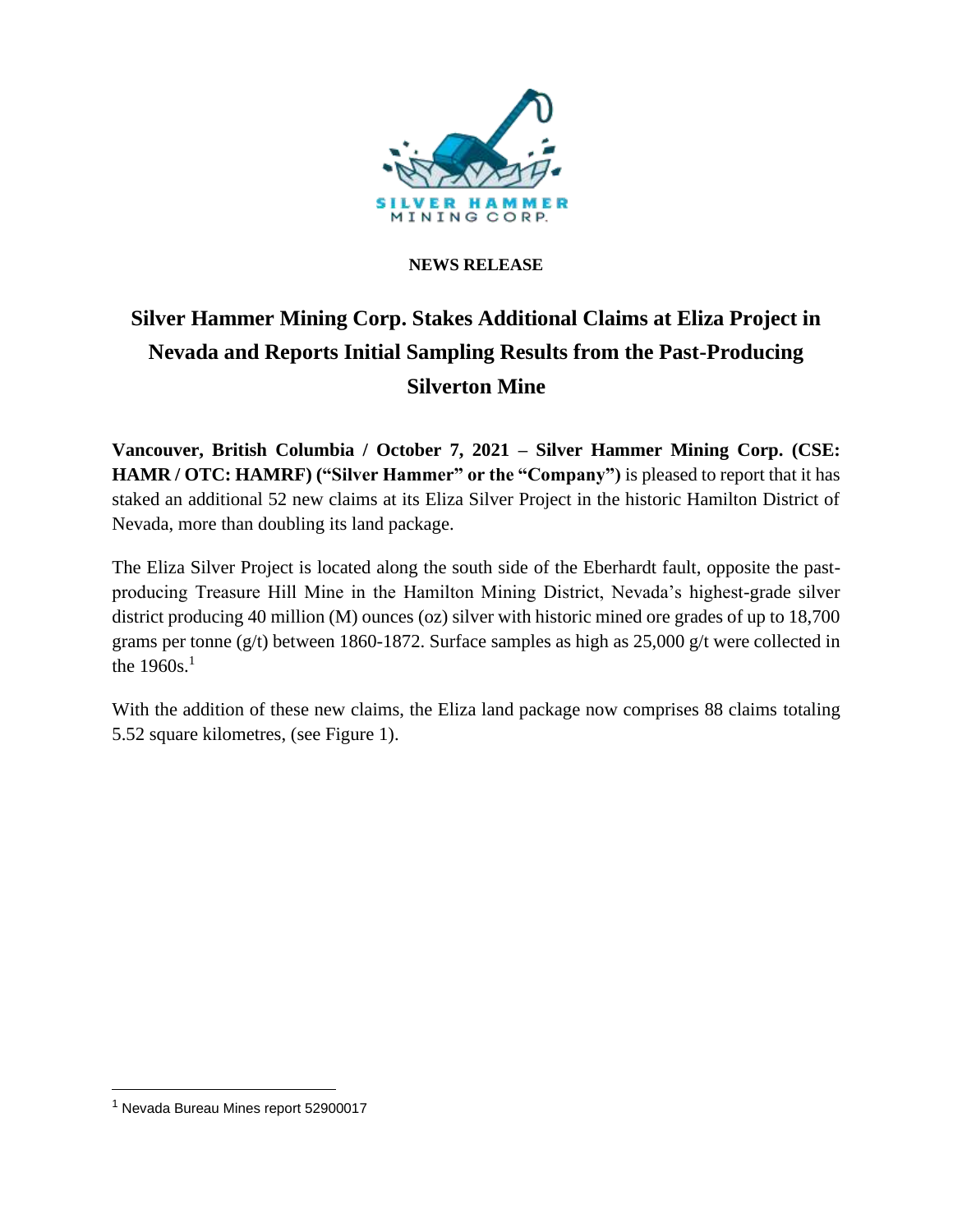**NEWS RELEASE**

# Silver Hammer Mining Corp. Stakes Additional Claims at Eliza Project in Nevada and Reports Initial Sampling Results from the Past-Producing Silverton Mine

**Vancouver, British Columbia / October 7, 2021 – Silver Hammer Mining Corp. (CSE: HAMR / OTC: HAMRF) ("Silver Hammer" or the "Company")** is pleased to report that it has staked an additional 52 new claims at its Eliza Silver Project in the historic Hamilton District of Nevada, more than doubling its land package.

The Eliza Silver Project is located along the south side of the Eberhardt fault, opposite the past-producing Treasure Hill Mine in the Hamilton Mining District, Nevada's highest-grade silver district producing 40 million (M) ounces (oz) silver with historic mined ore grades of up to 18,700 grams per tonne (g/t) between 1860-1872. Surface samples as high as 25,000 g/t were collected in the 1960s.[1]

With the addition of these new claims, the Eliza land package now comprises 88 claims totaling 5.52 square kilometres, (see Figure 1).

[1] Nevada Bureau Mines report 52900017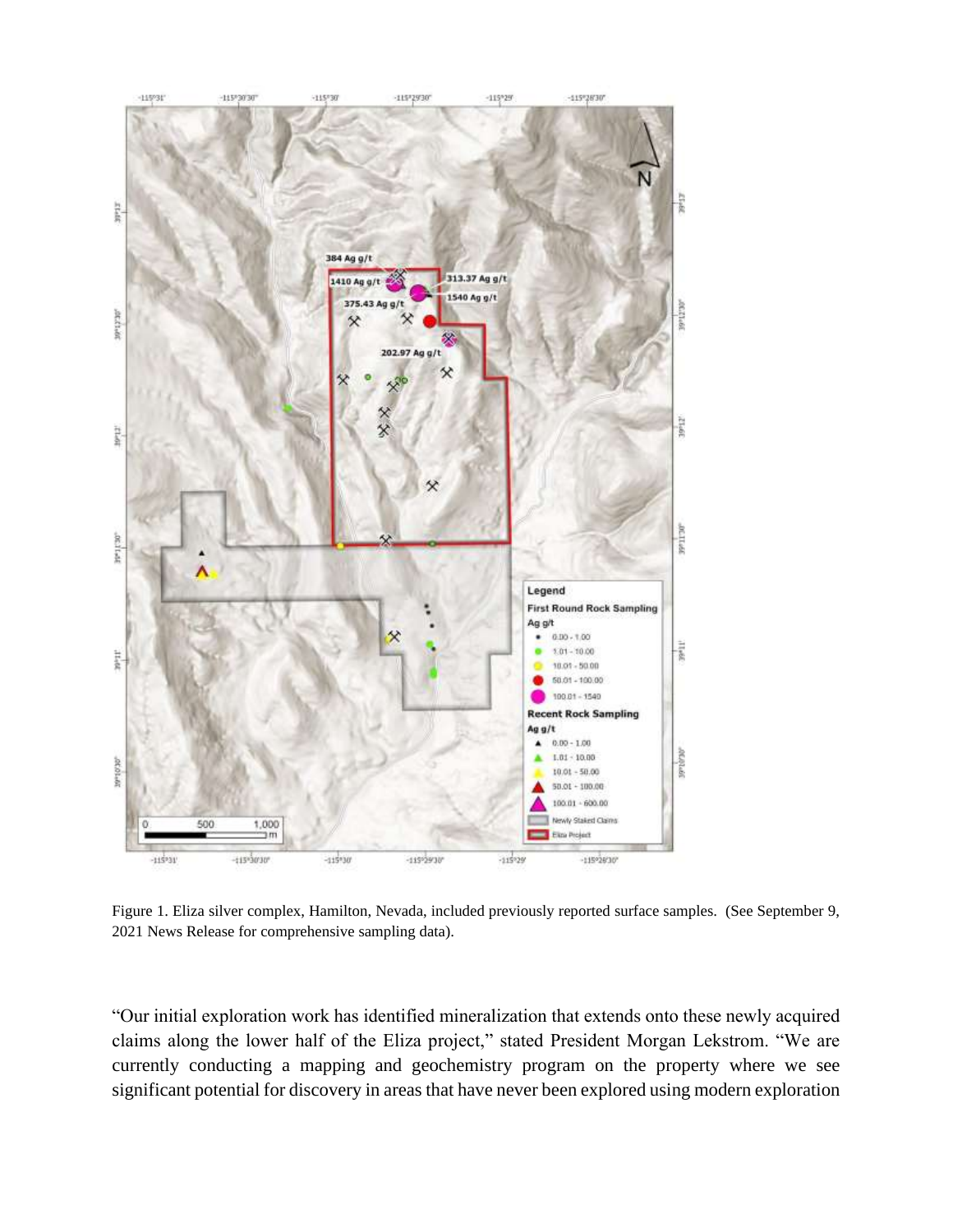Figure 1. Eliza silver complex, Hamilton, Nevada, included previously reported surface samples. (See September 9, 2021 News Release for comprehensive sampling data).

"Our initial exploration work has identified mineralization that extends onto these newly acquired claims along the lower half of the Eliza project," stated President Morgan Lekstrom. "We are currently conducting a mapping and geochemistry program on the property where we see significant potential for discovery in areas that have never been explored using modern exploration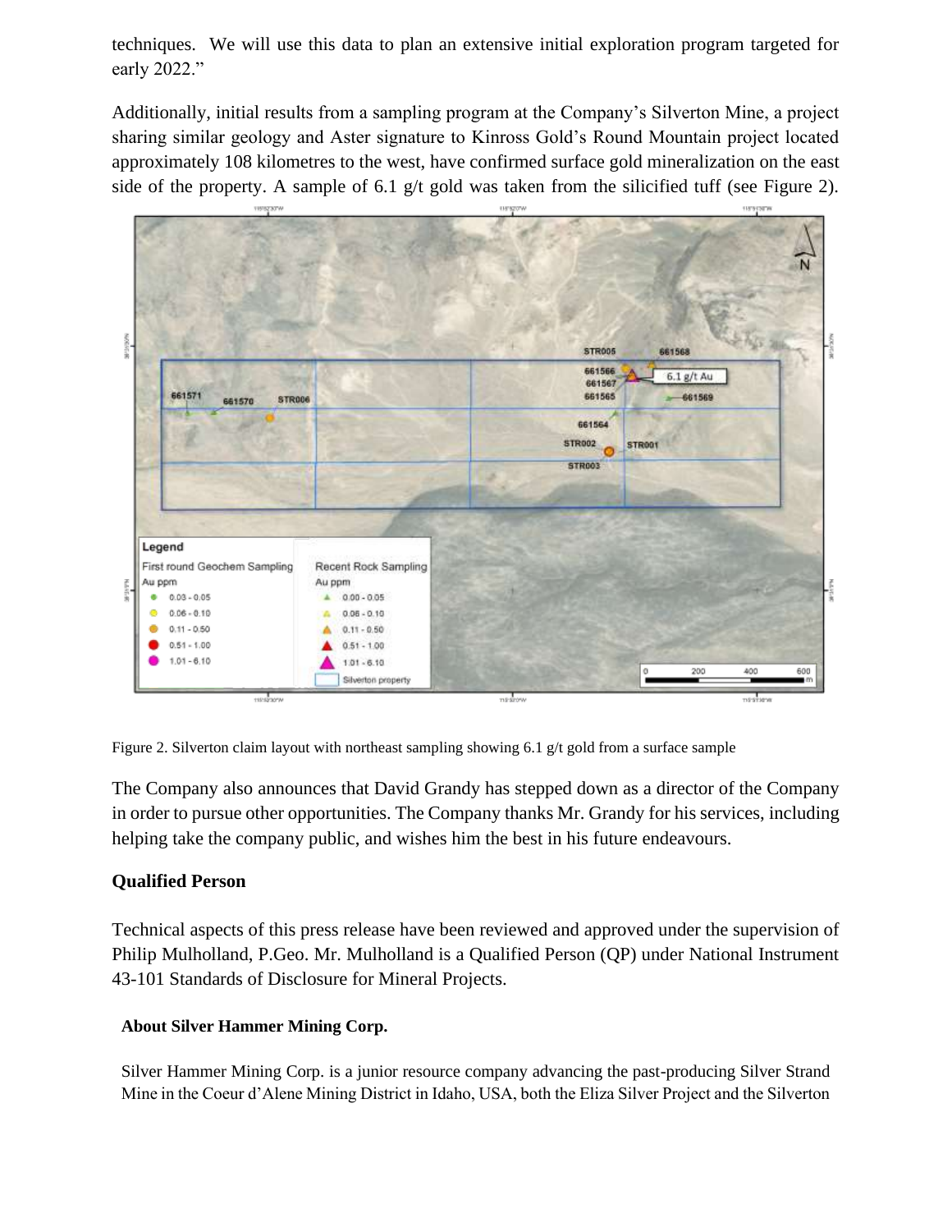techniques. We will use this data to plan an extensive initial exploration program targeted for early 2022."

Additionally, initial results from a sampling program at the Company's Silverton Mine, a project sharing similar geology and Aster signature to Kinross Gold's Round Mountain project located approximately 108 kilometres to the west, have confirmed surface gold mineralization on the east side of the property. A sample of 6.1 g/t gold was taken from the silicified tuff (see Figure 2).

Figure 2. Silverton claim layout with northeast sampling showing 6.1 g/t gold from a surface sample

The Company also announces that David Grandy has stepped down as a director of the Company in order to pursue other opportunities. The Company thanks Mr. Grandy for his services, including helping take the company public, and wishes him the best in his future endeavours.

## Qualified Person

Technical aspects of this press release have been reviewed and approved under the supervision of Philip Mulholland, P.Geo. Mr. Mulholland is a Qualified Person (QP) under National Instrument 43-101 Standards of Disclosure for Mineral Projects.

### About Silver Hammer Mining Corp.

Silver Hammer Mining Corp. is a junior resource company advancing the past-producing Silver Strand Mine in the Coeur d'Alene Mining District in Idaho, USA, both the Eliza Silver Project and the Silverton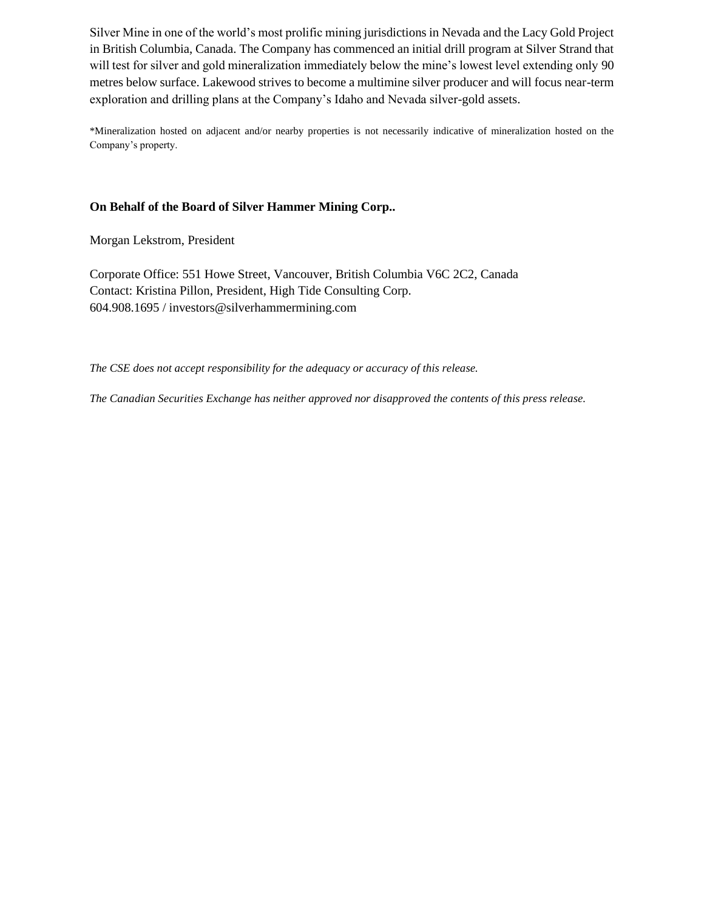Silver Mine in one of the world's most prolific mining jurisdictions in Nevada and the Lacy Gold Project in British Columbia, Canada. The Company has commenced an initial drill program at Silver Strand that will test for silver and gold mineralization immediately below the mine's lowest level extending only 90 metres below surface. Lakewood strives to become a multimine silver producer and will focus near-term exploration and drilling plans at the Company's Idaho and Nevada silver-gold assets.

*Mineralization hosted on adjacent and/or nearby properties is not necessarily indicative of mineralization hosted on the Company's property.

**On Behalf of the Board of Silver Hammer Mining Corp..**

Morgan Lekstrom, President

Corporate Office: 551 Howe Street, Vancouver, British Columbia V6C 2C2, Canada
Contact: Kristina Pillon, President, High Tide Consulting Corp.
604.908.1695 / investors@silverhammermining.com

*The CSE does not accept responsibility for the adequacy or accuracy of this release.*

*The Canadian Securities Exchange has neither approved nor disapproved the contents of this press release.*